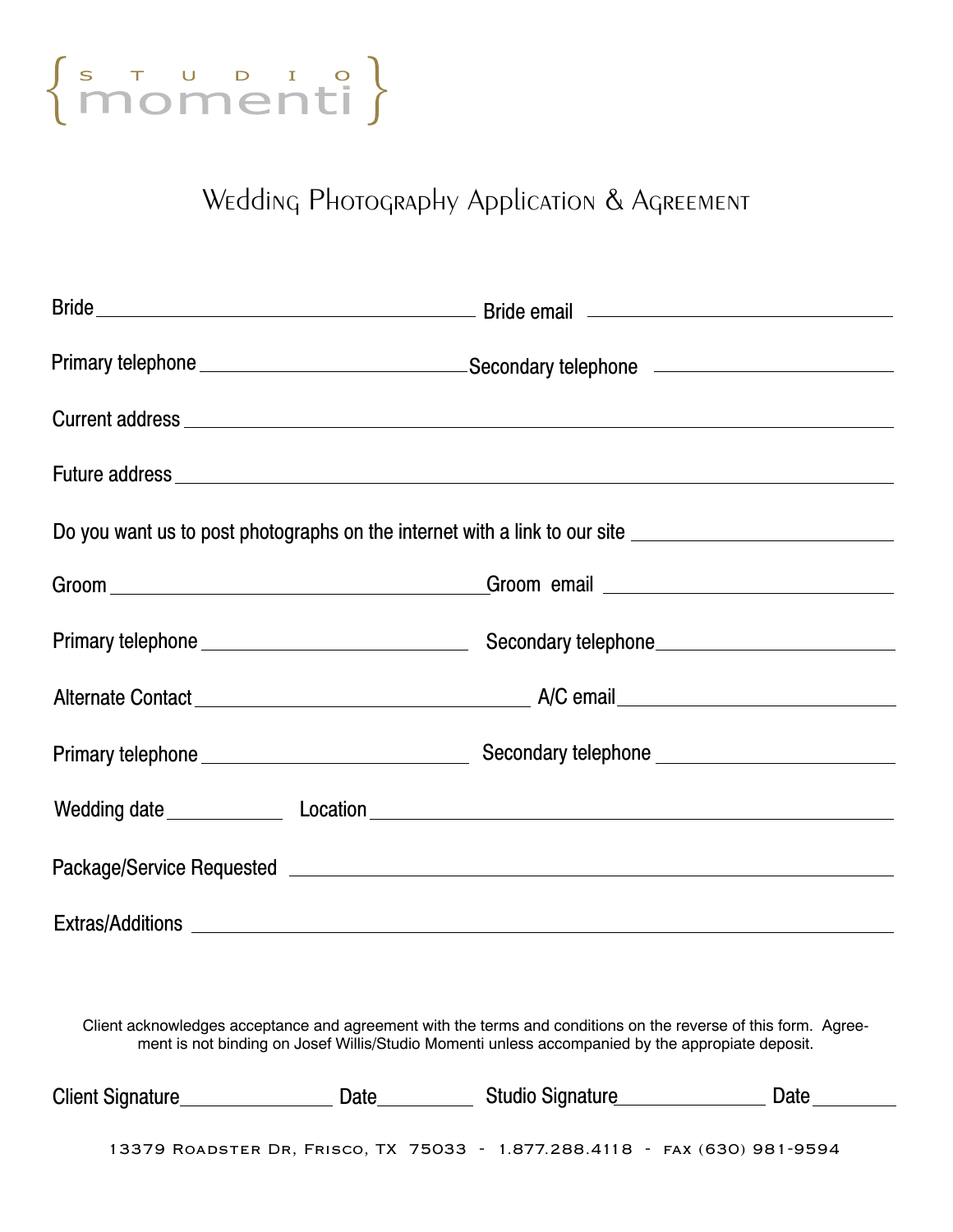# { S T U D I O momenti }

## Wedding Photography Application & Agreement

Bride ______________________________ Bride email ______________________________

Primary telephone ______________________ Secondary telephone ______________________

Current address ____________________________________________________________

Future address ____________________________________________________________

Do you want us to post photographs on the internet with a link to our site ______________________

Groom ______________________________ Groom email ______________________________

Primary telephone ______________________ Secondary telephone ______________________

Alternate Contact ______________________________ A/C email ______________________________

Primary telephone ______________________ Secondary telephone ______________________

Wedding date __________ Location ____________________________________________________

Package/Service Requested ____________________________________________________

Extras/Additions ____________________________________________________________

Client acknowledges acceptance and agreement with the terms and conditions on the reverse of this form. Agreement is not binding on Josef Willis/Studio Momenti unless accompanied by the appropiate deposit.

Client Signature ______________ Date ________ Studio Signature ______________ Date ________

13379 Roadster Dr, Frisco, TX 75033 - 1.877.288.4118 - fax (630) 981-9594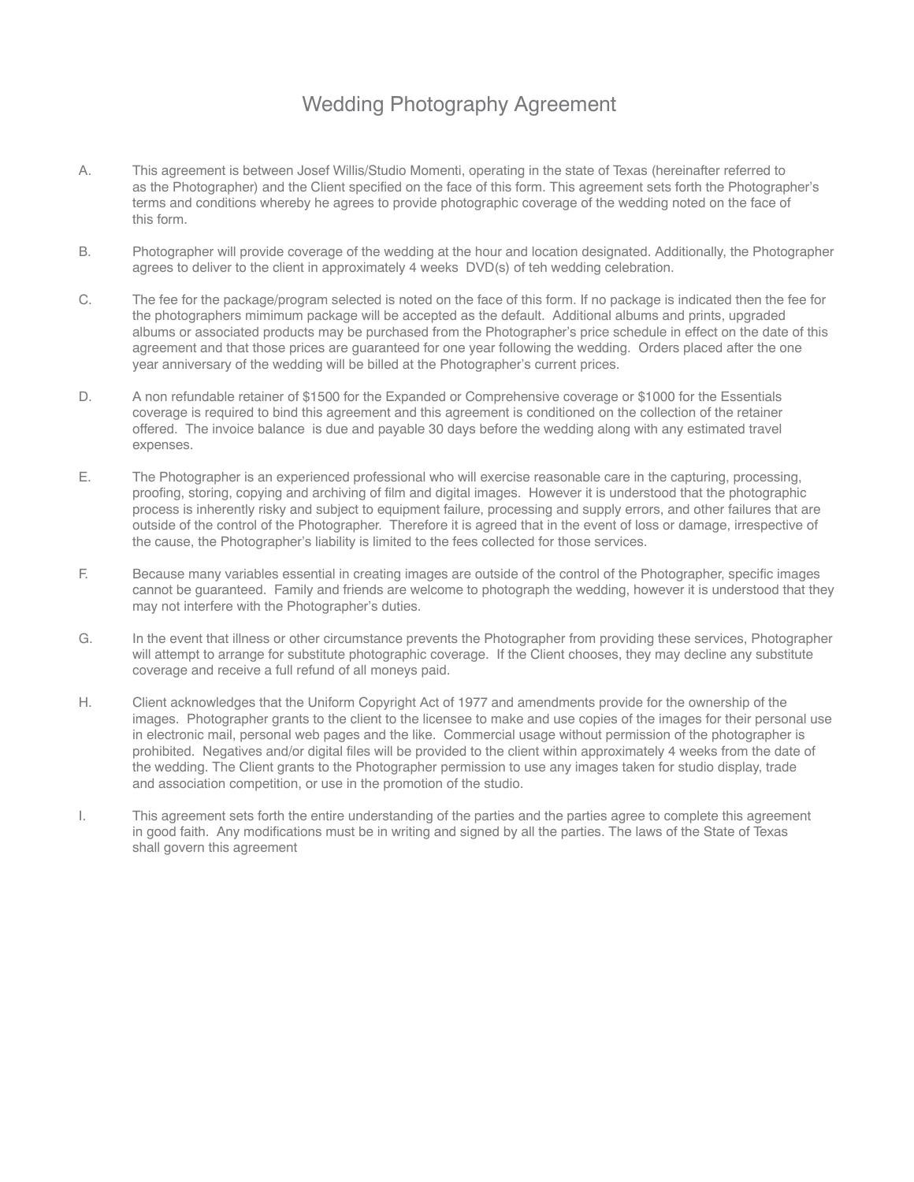# Wedding Photography Agreement

A. This agreement is between Josef Willis/Studio Momenti, operating in the state of Texas (hereinafter referred to as the Photographer) and the Client specified on the face of this form. This agreement sets forth the Photographer's terms and conditions whereby he agrees to provide photographic coverage of the wedding noted on the face of this form.

B. Photographer will provide coverage of the wedding at the hour and location designated. Additionally, the Photographer agrees to deliver to the client in approximately 4 weeks DVD(s) of teh wedding celebration.

C. The fee for the package/program selected is noted on the face of this form. If no package is indicated then the fee for the photographers mimimum package will be accepted as the default. Additional albums and prints, upgraded albums or associated products may be purchased from the Photographer's price schedule in effect on the date of this agreement and that those prices are guaranteed for one year following the wedding. Orders placed after the one year anniversary of the wedding will be billed at the Photographer's current prices.

D. A non refundable retainer of $1500 for the Expanded or Comprehensive coverage or $1000 for the Essentials coverage is required to bind this agreement and this agreement is conditioned on the collection of the retainer offered. The invoice balance is due and payable 30 days before the wedding along with any estimated travel expenses.

E. The Photographer is an experienced professional who will exercise reasonable care in the capturing, processing, proofing, storing, copying and archiving of film and digital images. However it is understood that the photographic process is inherently risky and subject to equipment failure, processing and supply errors, and other failures that are outside of the control of the Photographer. Therefore it is agreed that in the event of loss or damage, irrespective of the cause, the Photographer's liability is limited to the fees collected for those services.

F. Because many variables essential in creating images are outside of the control of the Photographer, specific images cannot be guaranteed. Family and friends are welcome to photograph the wedding, however it is understood that they may not interfere with the Photographer's duties.

G. In the event that illness or other circumstance prevents the Photographer from providing these services, Photographer will attempt to arrange for substitute photographic coverage. If the Client chooses, they may decline any substitute coverage and receive a full refund of all moneys paid.

H. Client acknowledges that the Uniform Copyright Act of 1977 and amendments provide for the ownership of the images. Photographer grants to the client to the licensee to make and use copies of the images for their personal use in electronic mail, personal web pages and the like. Commercial usage without permission of the photographer is prohibited. Negatives and/or digital files will be provided to the client within approximately 4 weeks from the date of the wedding. The Client grants to the Photographer permission to use any images taken for studio display, trade and association competition, or use in the promotion of the studio.

I. This agreement sets forth the entire understanding of the parties and the parties agree to complete this agreement in good faith. Any modifications must be in writing and signed by all the parties. The laws of the State of Texas shall govern this agreement